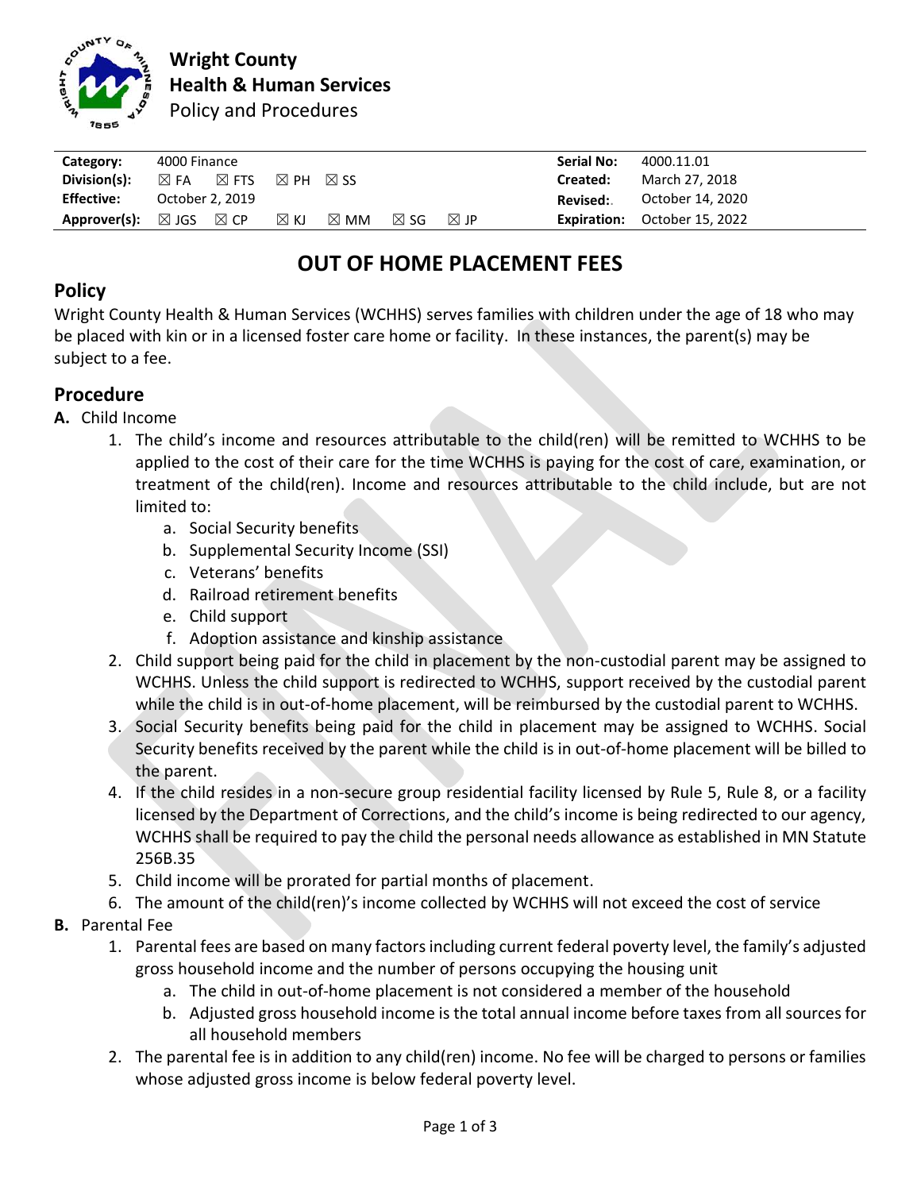**Wright County**
**Health & Human Services**
Policy and Procedures

| | | | | | | | Serial No: | 4000.11.01 |
|---|---|---|---|---|---|---|---|---|
| **Category:** | 4000 Finance | | | | | | **Serial No:** | 4000.11.01 |
| **Division(s):** | ☒ FA | ☒ FTS | ☒ PH | ☒ SS | | | **Created:** | March 27, 2018 |
| **Effective:** | October 2, 2019 | | | | | | **Revised:** | October 14, 2020 |
| **Approver(s):** | ☒ JGS | ☒ CP | ☒ KJ | ☒ MM | ☒ SG | ☒ JP | **Expiration:** | October 15, 2022 |

# OUT OF HOME PLACEMENT FEES

## Policy

Wright County Health & Human Services (WCHHS) serves families with children under the age of 18 who may be placed with kin or in a licensed foster care home or facility. In these instances, the parent(s) may be subject to a fee.

## Procedure

**A.** Child Income

1. The child's income and resources attributable to the child(ren) will be remitted to WCHHS to be applied to the cost of their care for the time WCHHS is paying for the cost of care, examination, or treatment of the child(ren). Income and resources attributable to the child include, but are not limited to:
   a. Social Security benefits
   b. Supplemental Security Income (SSI)
   c. Veterans' benefits
   d. Railroad retirement benefits
   e. Child support
   f. Adoption assistance and kinship assistance
2. Child support being paid for the child in placement by the non-custodial parent may be assigned to WCHHS. Unless the child support is redirected to WCHHS, support received by the custodial parent while the child is in out-of-home placement, will be reimbursed by the custodial parent to WCHHS.
3. Social Security benefits being paid for the child in placement may be assigned to WCHHS. Social Security benefits received by the parent while the child is in out-of-home placement will be billed to the parent.
4. If the child resides in a non-secure group residential facility licensed by Rule 5, Rule 8, or a facility licensed by the Department of Corrections, and the child's income is being redirected to our agency, WCHHS shall be required to pay the child the personal needs allowance as established in MN Statute 256B.35
5. Child income will be prorated for partial months of placement.
6. The amount of the child(ren)'s income collected by WCHHS will not exceed the cost of service

**B.** Parental Fee

1. Parental fees are based on many factors including current federal poverty level, the family's adjusted gross household income and the number of persons occupying the housing unit
   a. The child in out-of-home placement is not considered a member of the household
   b. Adjusted gross household income is the total annual income before taxes from all sources for all household members
2. The parental fee is in addition to any child(ren) income. No fee will be charged to persons or families whose adjusted gross income is below federal poverty level.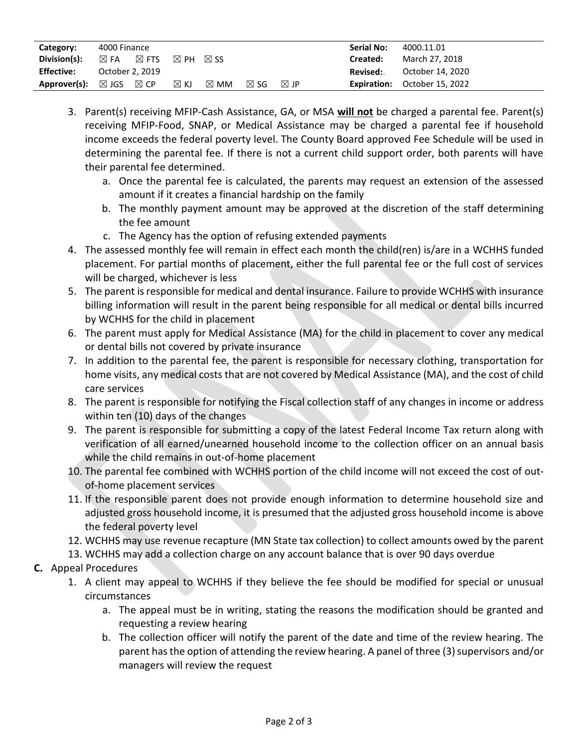| Category: | 4000 Finance | | | | | | Serial No: | 4000.11.01 |
|---|---|---|---|---|---|---|---|---|
| Division(s): | ☒ FA | ☒ FTS | ☒ PH | ☒ SS | | | Created: | March 27, 2018 |
| Effective: | October 2, 2019 | | | | | | Revised: | October 14, 2020 |
| Approver(s): | ☒ JGS | ☒ CP | ☒ KJ | ☒ MM | ☒ SG | ☒ JP | Expiration: | October 15, 2022 |

3. Parent(s) receiving MFIP-Cash Assistance, GA, or MSA **will not** be charged a parental fee. Parent(s) receiving MFIP-Food, SNAP, or Medical Assistance may be charged a parental fee if household income exceeds the federal poverty level. The County Board approved Fee Schedule will be used in determining the parental fee. If there is not a current child support order, both parents will have their parental fee determined.
    a. Once the parental fee is calculated, the parents may request an extension of the assessed amount if it creates a financial hardship on the family
    b. The monthly payment amount may be approved at the discretion of the staff determining the fee amount
    c. The Agency has the option of refusing extended payments
4. The assessed monthly fee will remain in effect each month the child(ren) is/are in a WCHHS funded placement. For partial months of placement, either the full parental fee or the full cost of services will be charged, whichever is less
5. The parent is responsible for medical and dental insurance. Failure to provide WCHHS with insurance billing information will result in the parent being responsible for all medical or dental bills incurred by WCHHS for the child in placement
6. The parent must apply for Medical Assistance (MA) for the child in placement to cover any medical or dental bills not covered by private insurance
7. In addition to the parental fee, the parent is responsible for necessary clothing, transportation for home visits, any medical costs that are not covered by Medical Assistance (MA), and the cost of child care services
8. The parent is responsible for notifying the Fiscal collection staff of any changes in income or address within ten (10) days of the changes
9. The parent is responsible for submitting a copy of the latest Federal Income Tax return along with verification of all earned/unearned household income to the collection officer on an annual basis while the child remains in out-of-home placement
10. The parental fee combined with WCHHS portion of the child income will not exceed the cost of out-of-home placement services
11. If the responsible parent does not provide enough information to determine household size and adjusted gross household income, it is presumed that the adjusted gross household income is above the federal poverty level
12. WCHHS may use revenue recapture (MN State tax collection) to collect amounts owed by the parent
13. WCHHS may add a collection charge on any account balance that is over 90 days overdue

**C.** Appeal Procedures

1. A client may appeal to WCHHS if they believe the fee should be modified for special or unusual circumstances
    a. The appeal must be in writing, stating the reasons the modification should be granted and requesting a review hearing
    b. The collection officer will notify the parent of the date and time of the review hearing. The parent has the option of attending the review hearing. A panel of three (3) supervisors and/or managers will review the request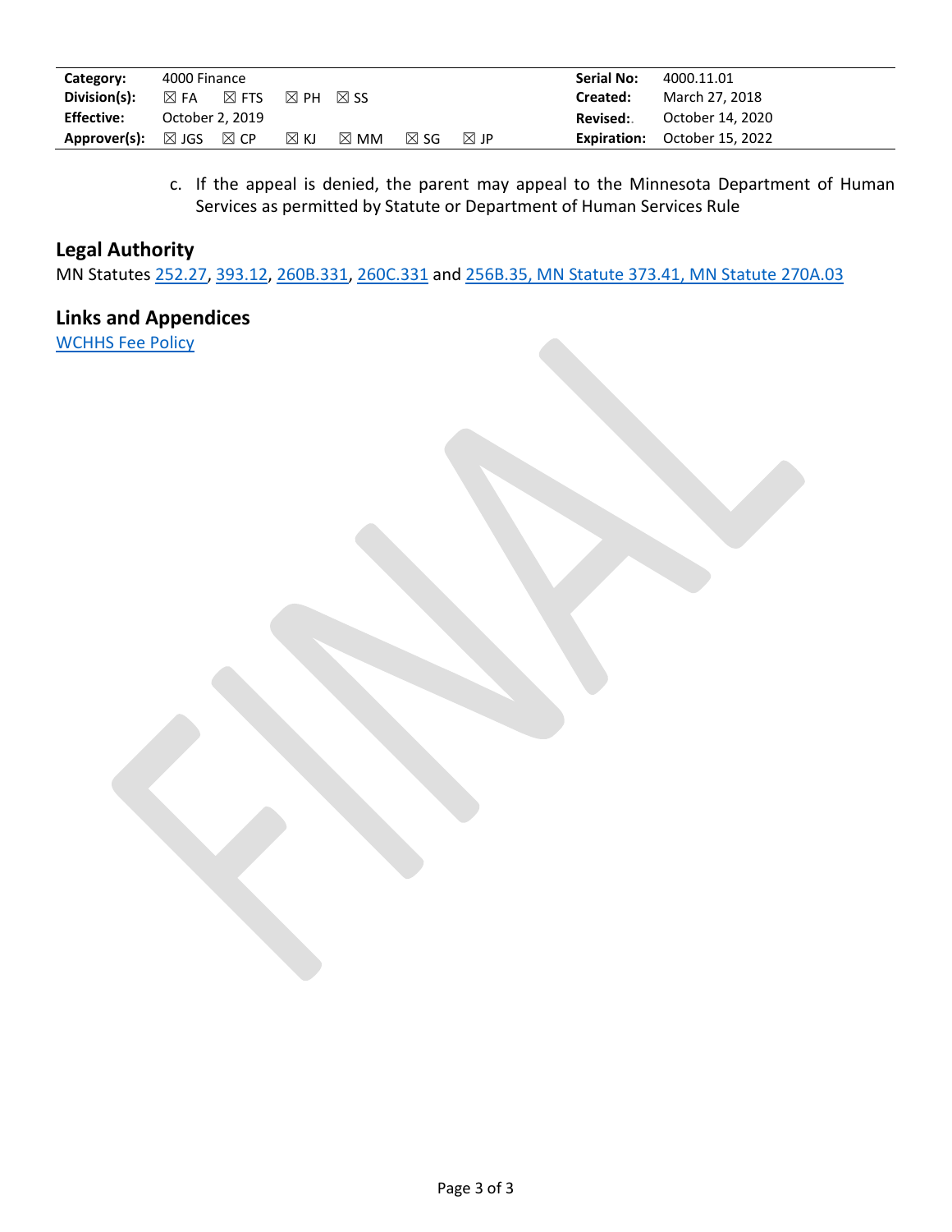| | | | | | | | | |
|---|---|---|---|---|---|---|---|---|
| **Category:** | 4000 Finance | | | | | | **Serial No:** | 4000.11.01 |
| **Division(s):** | ☒ FA | ☒ FTS | ☒ PH | ☒ SS | | | **Created:** | March 27, 2018 |
| **Effective:** | October 2, 2019 | | | | | | **Revised:** | October 14, 2020 |
| **Approver(s):** | ☒ JGS | ☒ CP | ☒ KJ | ☒ MM | ☒ SG | ☒ JP | **Expiration:** | October 15, 2022 |

c. If the appeal is denied, the parent may appeal to the Minnesota Department of Human Services as permitted by Statute or Department of Human Services Rule

## Legal Authority

MN Statutes 252.27, 393.12, 260B.331, 260C.331 and 256B.35, MN Statute 373.41, MN Statute 270A.03

## Links and Appendices

WCHHS Fee Policy